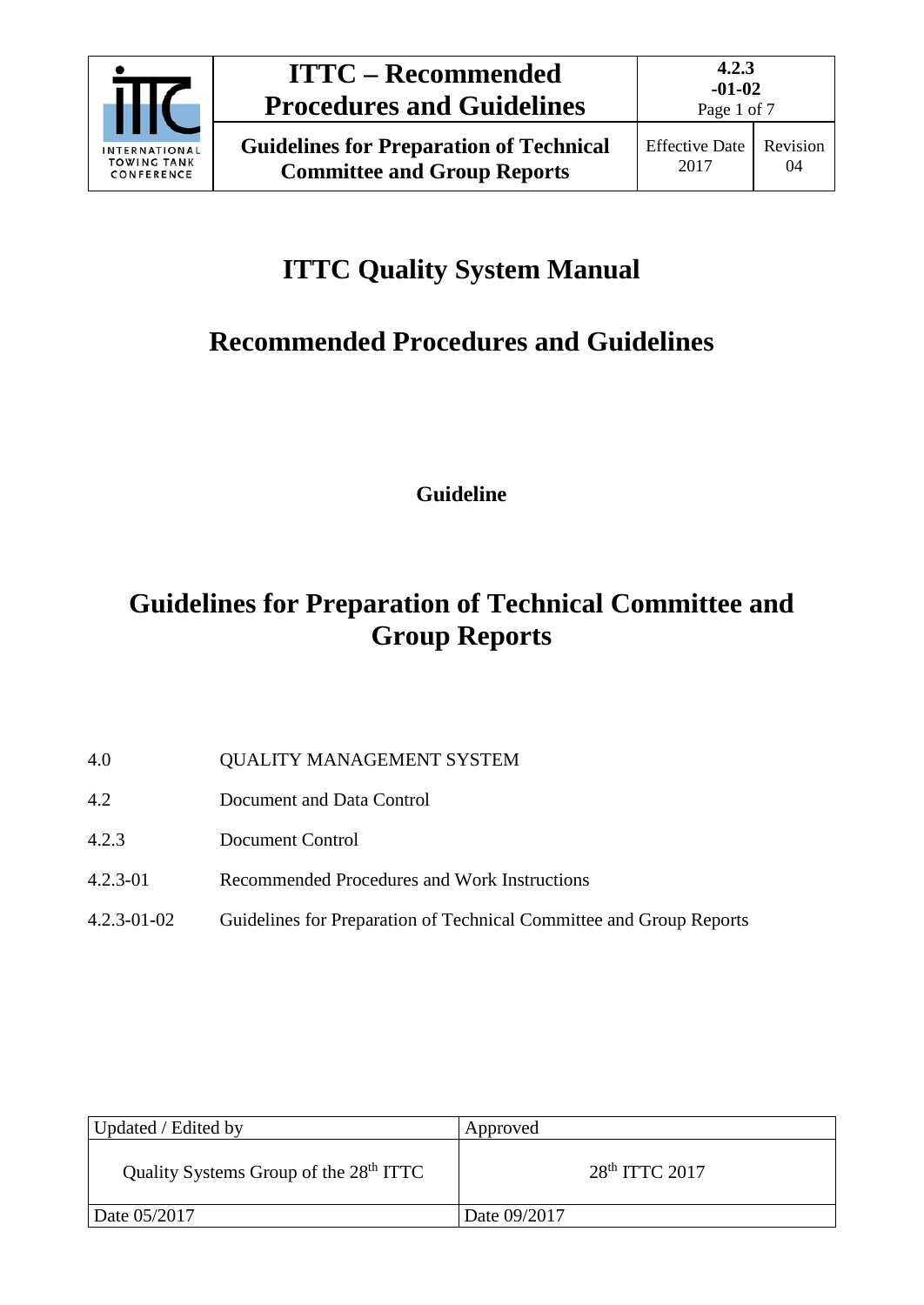# ITTC Quality System Manual

## Recommended Procedures and Guidelines

**Guideline**

# Guidelines for Preparation of Technical Committee and Group Reports

| | |
|---|---|
| 4.0 | QUALITY MANAGEMENT SYSTEM |
| 4.2 | Document and Data Control |
| 4.2.3 | Document Control |
| 4.2.3-01 | Recommended Procedures and Work Instructions |
| 4.2.3-01-02 | Guidelines for Preparation of Technical Committee and Group Reports |

| Updated / Edited by | Approved |
|---|---|
| Quality Systems Group of the 28th ITTC | 28th ITTC 2017 |
| Date 05/2017 | Date 09/2017 |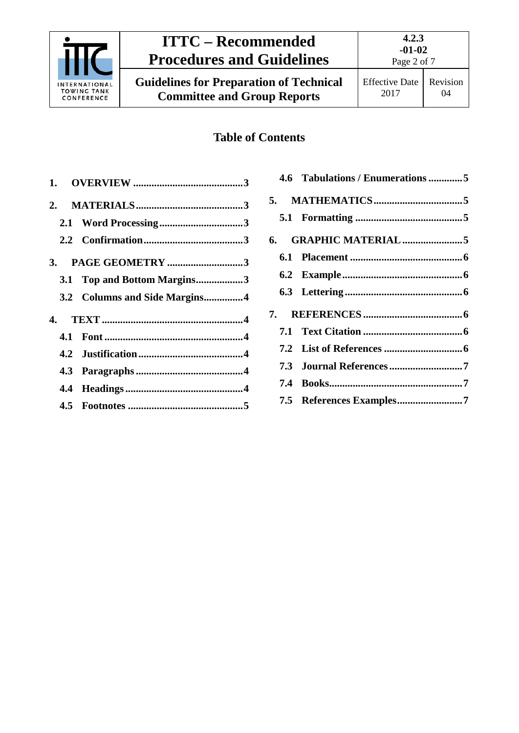## Table of Contents

**1. OVERVIEW** .......... 3

**2. MATERIALS** .......... 3

- **2.1 Word Processing** .......... 3
- **2.2 Confirmation** .......... 3

**3. PAGE GEOMETRY** .......... 3

- **3.1 Top and Bottom Margins** .......... 3
- **3.2 Columns and Side Margins** .......... 4

**4. TEXT** .......... 4

- **4.1 Font** .......... 4
- **4.2 Justification** .......... 4
- **4.3 Paragraphs** .......... 4
- **4.4 Headings** .......... 4
- **4.5 Footnotes** .......... 5
- **4.6 Tabulations / Enumerations** .......... 5

**5. MATHEMATICS** .......... 5

- **5.1 Formatting** .......... 5

**6. GRAPHIC MATERIAL** .......... 5

- **6.1 Placement** .......... 6
- **6.2 Example** .......... 6
- **6.3 Lettering** .......... 6

**7. REFERENCES** .......... 6

- **7.1 Text Citation** .......... 6
- **7.2 List of References** .......... 6
- **7.3 Journal References** .......... 7
- **7.4 Books** .......... 7
- **7.5 References Examples** .......... 7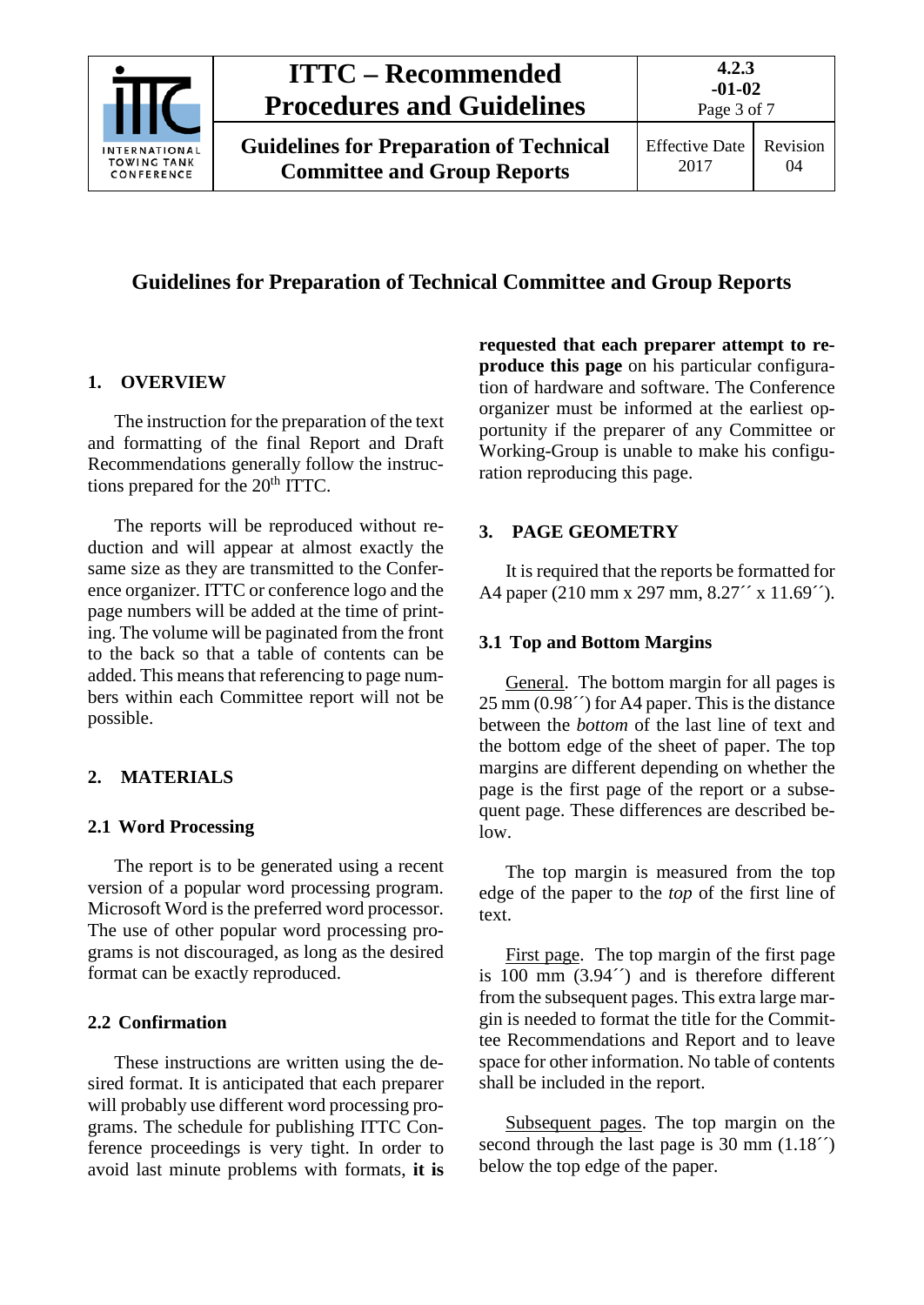# Guidelines for Preparation of Technical Committee and Group Reports

## 1. OVERVIEW

The instruction for the preparation of the text and formatting of the final Report and Draft Recommendations generally follow the instructions prepared for the 20[th] ITTC.

The reports will be reproduced without reduction and will appear at almost exactly the same size as they are transmitted to the Conference organizer. ITTC or conference logo and the page numbers will be added at the time of printing. The volume will be paginated from the front to the back so that a table of contents can be added. This means that referencing to page numbers within each Committee report will not be possible.

## 2. MATERIALS

### 2.1 Word Processing

The report is to be generated using a recent version of a popular word processing program. Microsoft Word is the preferred word processor. The use of other popular word processing programs is not discouraged, as long as the desired format can be exactly reproduced.

### 2.2 Confirmation

These instructions are written using the desired format. It is anticipated that each preparer will probably use different word processing programs. The schedule for publishing ITTC Conference proceedings is very tight. In order to avoid last minute problems with formats, **it is requested that each preparer attempt to reproduce this page** on his particular configuration of hardware and software. The Conference organizer must be informed at the earliest opportunity if the preparer of any Committee or Working-Group is unable to make his configuration reproducing this page.

## 3. PAGE GEOMETRY

It is required that the reports be formatted for A4 paper (210 mm x 297 mm, 8.27´´ x 11.69´´).

### 3.1 Top and Bottom Margins

General. The bottom margin for all pages is 25 mm (0.98´´) for A4 paper. This is the distance between the *bottom* of the last line of text and the bottom edge of the sheet of paper. The top margins are different depending on whether the page is the first page of the report or a subsequent page. These differences are described below.

The top margin is measured from the top edge of the paper to the *top* of the first line of text.

First page. The top margin of the first page is 100 mm (3.94´´) and is therefore different from the subsequent pages. This extra large margin is needed to format the title for the Committee Recommendations and Report and to leave space for other information. No table of contents shall be included in the report.

Subsequent pages. The top margin on the second through the last page is 30 mm (1.18´´) below the top edge of the paper.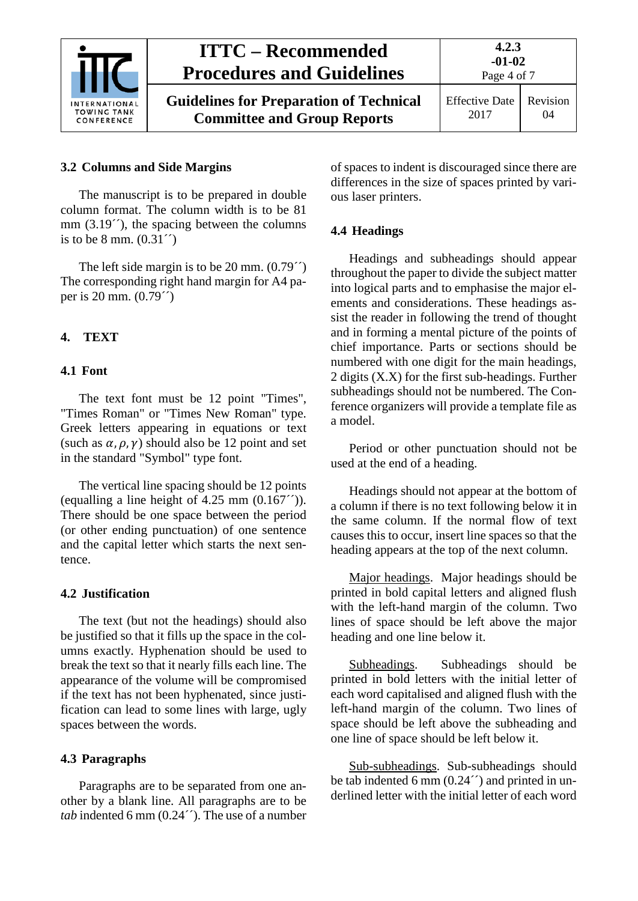### 3.2 Columns and Side Margins

The manuscript is to be prepared in double column format. The column width is to be 81 mm (3.19´´), the spacing between the columns is to be 8 mm. (0.31´´)

The left side margin is to be 20 mm. (0.79´´) The corresponding right hand margin for A4 paper is 20 mm. (0.79´´)

## 4. TEXT

### 4.1 Font

The text font must be 12 point "Times", "Times Roman" or "Times New Roman" type. Greek letters appearing in equations or text (such as $\alpha, \rho, \gamma$) should also be 12 point and set in the standard "Symbol" type font.

The vertical line spacing should be 12 points (equalling a line height of 4.25 mm (0.167´´)). There should be one space between the period (or other ending punctuation) of one sentence and the capital letter which starts the next sentence.

### 4.2 Justification

The text (but not the headings) should also be justified so that it fills up the space in the columns exactly. Hyphenation should be used to break the text so that it nearly fills each line. The appearance of the volume will be compromised if the text has not been hyphenated, since justification can lead to some lines with large, ugly spaces between the words.

### 4.3 Paragraphs

Paragraphs are to be separated from one another by a blank line. All paragraphs are to be *tab* indented 6 mm (0.24´´). The use of a number of spaces to indent is discouraged since there are differences in the size of spaces printed by various laser printers.

### 4.4 Headings

Headings and subheadings should appear throughout the paper to divide the subject matter into logical parts and to emphasise the major elements and considerations. These headings assist the reader in following the trend of thought and in forming a mental picture of the points of chief importance. Parts or sections should be numbered with one digit for the main headings, 2 digits (X.X) for the first sub-headings. Further subheadings should not be numbered. The Conference organizers will provide a template file as a model.

Period or other punctuation should not be used at the end of a heading.

Headings should not appear at the bottom of a column if there is no text following below it in the same column. If the normal flow of text causes this to occur, insert line spaces so that the heading appears at the top of the next column.

<u>Major headings</u>. Major headings should be printed in bold capital letters and aligned flush with the left-hand margin of the column. Two lines of space should be left above the major heading and one line below it.

<u>Subheadings</u>. Subheadings should be printed in bold letters with the initial letter of each word capitalised and aligned flush with the left-hand margin of the column. Two lines of space should be left above the subheading and one line of space should be left below it.

<u>Sub-subheadings</u>. Sub-subheadings should be tab indented 6 mm (0.24´´) and printed in underlined letter with the initial letter of each word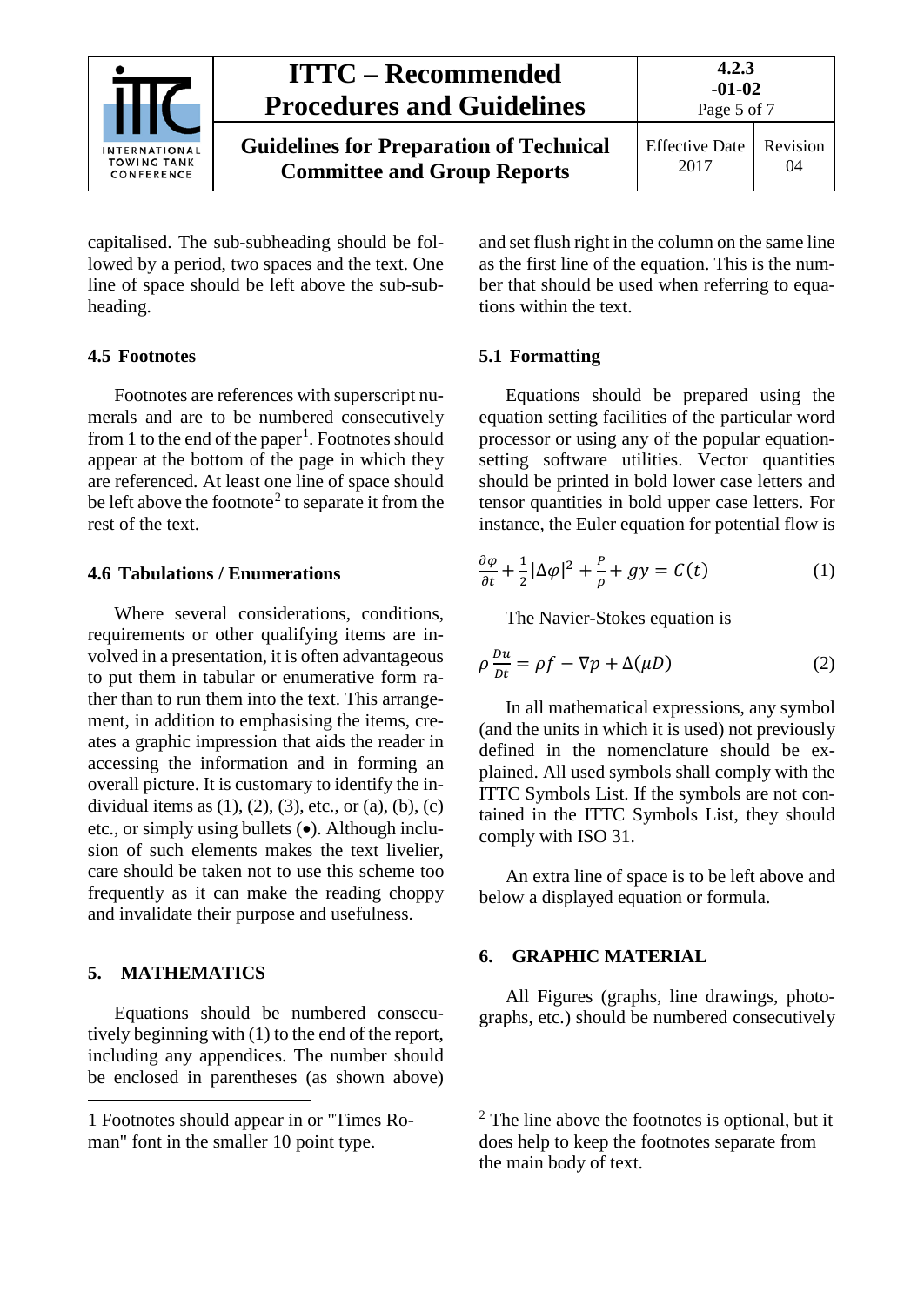capitalised. The sub-subheading should be followed by a period, two spaces and the text. One line of space should be left above the sub-sub-heading.

### 4.5 Footnotes

Footnotes are references with superscript numerals and are to be numbered consecutively from 1 to the end of the paper[1]. Footnotes should appear at the bottom of the page in which they are referenced. At least one line of space should be left above the footnote[2] to separate it from the rest of the text.

### 4.6 Tabulations / Enumerations

Where several considerations, conditions, requirements or other qualifying items are involved in a presentation, it is often advantageous to put them in tabular or enumerative form rather than to run them into the text. This arrangement, in addition to emphasising the items, creates a graphic impression that aids the reader in accessing the information and in forming an overall picture. It is customary to identify the individual items as (1), (2), (3), etc., or (a), (b), (c) etc., or simply using bullets (•). Although inclusion of such elements makes the text livelier, care should be taken not to use this scheme too frequently as it can make the reading choppy and invalidate their purpose and usefulness.

## 5. MATHEMATICS

Equations should be numbered consecutively beginning with (1) to the end of the report, including any appendices. The number should be enclosed in parentheses (as shown above) and set flush right in the column on the same line as the first line of the equation. This is the number that should be used when referring to equations within the text.

### 5.1 Formatting

Equations should be prepared using the equation setting facilities of the particular word processor or using any of the popular equation-setting software utilities. Vector quantities should be printed in bold lower case letters and tensor quantities in bold upper case letters. For instance, the Euler equation for potential flow is

$$\frac{\partial \varphi}{\partial t} + \frac{1}{2}|\Delta \varphi|^2 + \frac{P}{\rho} + gy = C(t) \tag{1}$$

The Navier-Stokes equation is

$$\rho \frac{Du}{Dt} = \rho f - \nabla p + \Delta(\mu D) \tag{2}$$

In all mathematical expressions, any symbol (and the units in which it is used) not previously defined in the nomenclature should be explained. All used symbols shall comply with the ITTC Symbols List. If the symbols are not contained in the ITTC Symbols List, they should comply with ISO 31.

An extra line of space is to be left above and below a displayed equation or formula.

## 6. GRAPHIC MATERIAL

All Figures (graphs, line drawings, photographs, etc.) should be numbered consecutively

---

1 Footnotes should appear in or "Times Roman" font in the smaller 10 point type.

[2] The line above the footnotes is optional, but it does help to keep the footnotes separate from the main body of text.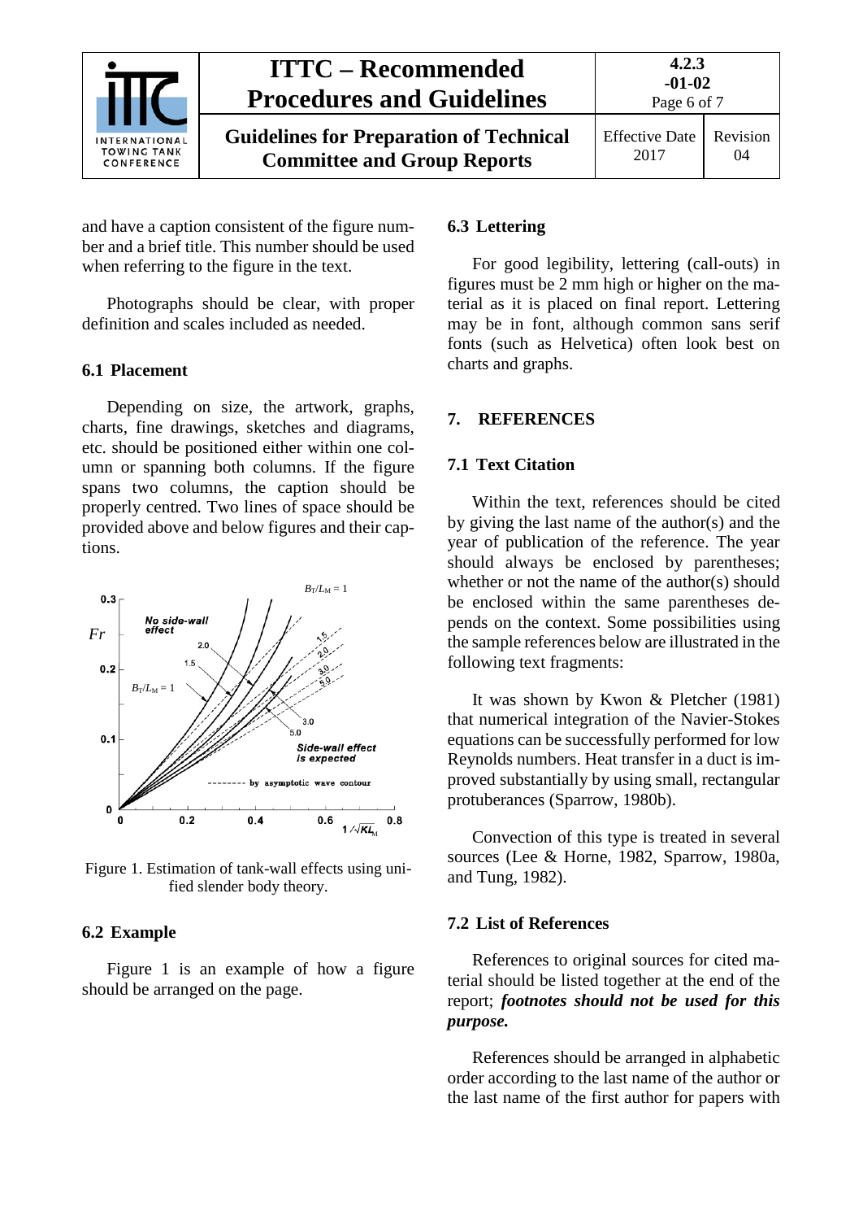and have a caption consistent of the figure number and a brief title. This number should be used when referring to the figure in the text.

Photographs should be clear, with proper definition and scales included as needed.

### 6.1 Placement

Depending on size, the artwork, graphs, charts, fine drawings, sketches and diagrams, etc. should be positioned either within one column or spanning both columns. If the figure spans two columns, the caption should be properly centred. Two lines of space should be provided above and below figures and their captions.

Figure 1. Estimation of tank-wall effects using unified slender body theory.

### 6.2 Example

Figure 1 is an example of how a figure should be arranged on the page.

### 6.3 Lettering

For good legibility, lettering (call-outs) in figures must be 2 mm high or higher on the material as it is placed on final report. Lettering may be in font, although common sans serif fonts (such as Helvetica) often look best on charts and graphs.

## 7. REFERENCES

### 7.1 Text Citation

Within the text, references should be cited by giving the last name of the author(s) and the year of publication of the reference. The year should always be enclosed by parentheses; whether or not the name of the author(s) should be enclosed within the same parentheses depends on the context. Some possibilities using the sample references below are illustrated in the following text fragments:

It was shown by Kwon & Pletcher (1981) that numerical integration of the Navier-Stokes equations can be successfully performed for low Reynolds numbers. Heat transfer in a duct is improved substantially by using small, rectangular protuberances (Sparrow, 1980b).

Convection of this type is treated in several sources (Lee & Horne, 1982, Sparrow, 1980a, and Tung, 1982).

### 7.2 List of References

References to original sources for cited material should be listed together at the end of the report; ***footnotes should not be used for this purpose.***

References should be arranged in alphabetic order according to the last name of the author or the last name of the first author for papers with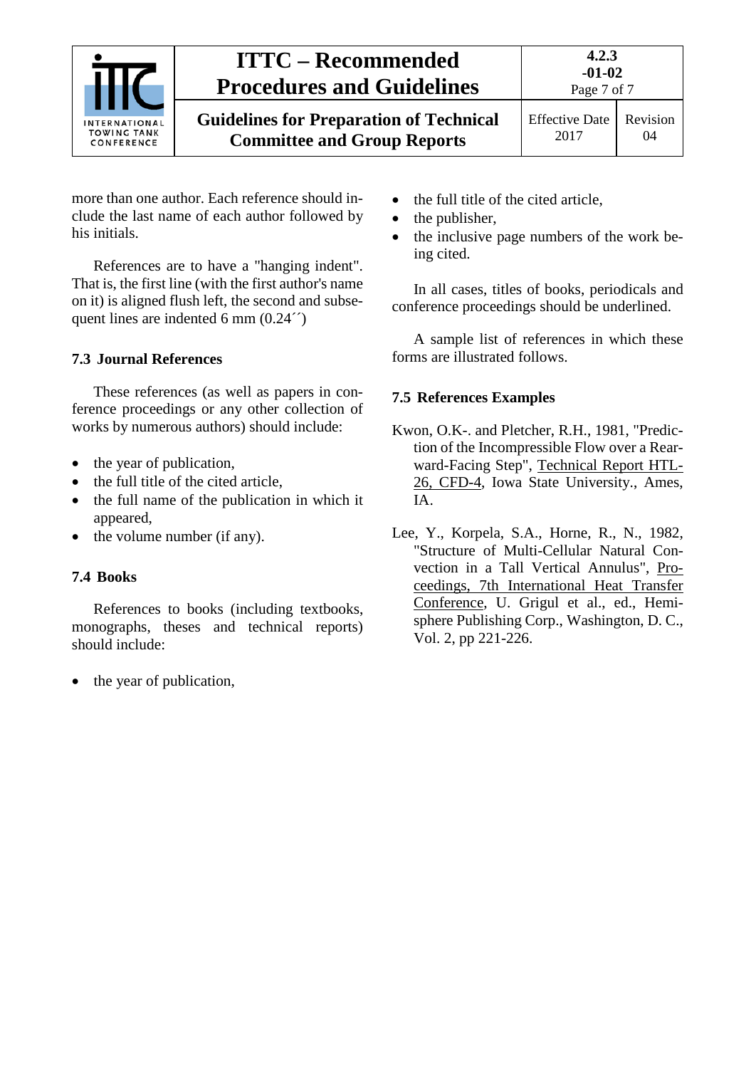more than one author. Each reference should include the last name of each author followed by his initials.

References are to have a "hanging indent". That is, the first line (with the first author's name on it) is aligned flush left, the second and subsequent lines are indented 6 mm (0.24´´)

### 7.3 Journal References

These references (as well as papers in conference proceedings or any other collection of works by numerous authors) should include:

- the year of publication,
- the full title of the cited article,
- the full name of the publication in which it appeared,
- the volume number (if any).

### 7.4 Books

References to books (including textbooks, monographs, theses and technical reports) should include:

- the year of publication,
- the full title of the cited article,
- the publisher,
- the inclusive page numbers of the work being cited.

In all cases, titles of books, periodicals and conference proceedings should be underlined.

A sample list of references in which these forms are illustrated follows.

### 7.5 References Examples

Kwon, O.K-. and Pletcher, R.H., 1981, "Prediction of the Incompressible Flow over a Rearward-Facing Step", <u>Technical Report HTL-26, CFD-4</u>, Iowa State University., Ames, IA.

Lee, Y., Korpela, S.A., Horne, R., N., 1982, "Structure of Multi-Cellular Natural Convection in a Tall Vertical Annulus", <u>Proceedings, 7th International Heat Transfer Conference</u>, U. Grigul et al., ed., Hemisphere Publishing Corp., Washington, D. C., Vol. 2, pp 221-226.